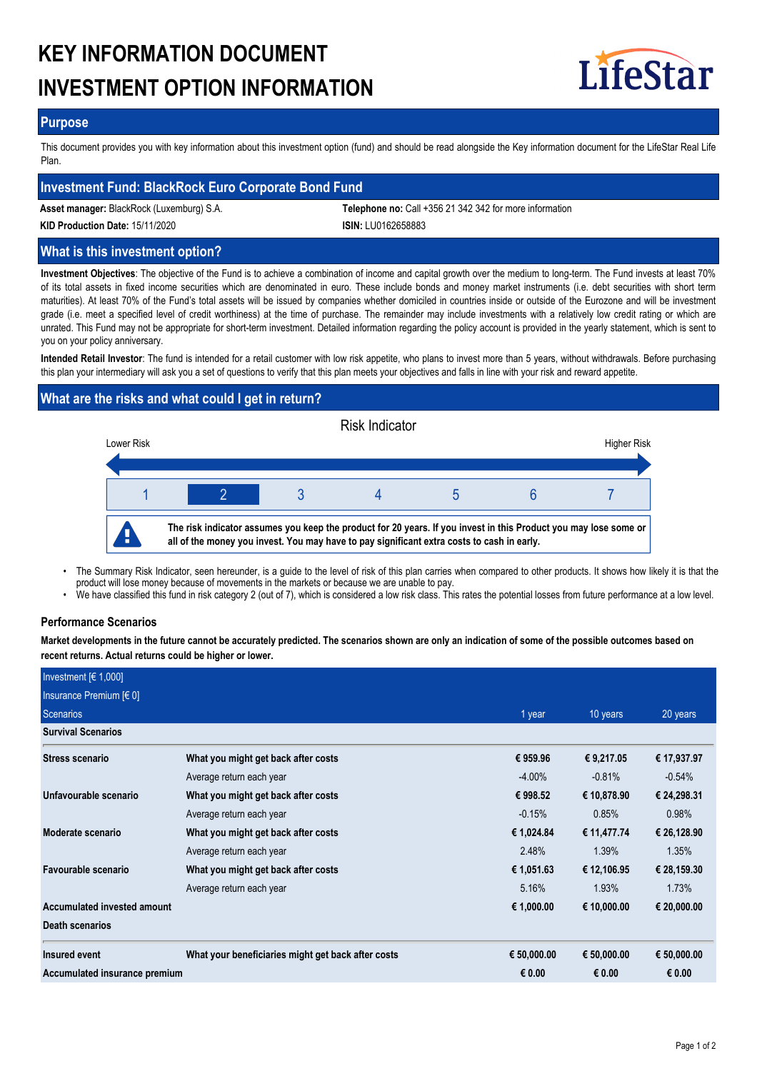# KEY INFORMATION DOCUMENT
# INVESTMENT OPTION INFORMATION

LifeStar

## Purpose

This document provides you with key information about this investment option (fund) and should be read alongside the Key information document for the LifeStar Real Life Plan.

## Investment Fund: BlackRock Euro Corporate Bond Fund

**Asset manager:** BlackRock (Luxemburg) S.A.

**Telephone no:** Call +356 21 342 342 for more information

**KID Production Date:** 15/11/2020

**ISIN:** LU0162658883

## What is this investment option?

**Investment Objectives**: The objective of the Fund is to achieve a combination of income and capital growth over the medium to long-term. The Fund invests at least 70% of its total assets in fixed income securities which are denominated in euro. These include bonds and money market instruments (i.e. debt securities with short term maturities). At least 70% of the Fund's total assets will be issued by companies whether domiciled in countries inside or outside of the Eurozone and will be investment grade (i.e. meet a specified level of credit worthiness) at the time of purchase. The remainder may include investments with a relatively low credit rating or which are unrated. This Fund may not be appropriate for short-term investment. Detailed information regarding the policy account is provided in the yearly statement, which is sent to you on your policy anniversary.

**Intended Retail Investor**: The fund is intended for a retail customer with low risk appetite, who plans to invest more than 5 years, without withdrawals. Before purchasing this plan your intermediary will ask you a set of questions to verify that this plan meets your objectives and falls in line with your risk and reward appetite.

## What are the risks and what could I get in return?

Risk Indicator

Lower Risk — Higher Risk

1 | **2** | 3 | 4 | 5 | 6 | 7

**The risk indicator assumes you keep the product for 20 years. If you invest in this Product you may lose some or all of the money you invest. You may have to pay significant extra costs to cash in early.**

- The Summary Risk Indicator, seen hereunder, is a guide to the level of risk of this plan carries when compared to other products. It shows how likely it is that the product will lose money because of movements in the markets or because we are unable to pay.
- We have classified this fund in risk category 2 (out of 7), which is considered a low risk class. This rates the potential losses from future performance at a low level.

### Performance Scenarios

**Market developments in the future cannot be accurately predicted. The scenarios shown are only an indication of some of the possible outcomes based on recent returns. Actual returns could be higher or lower.**

| Investment [€ 1,000] | | | | |
|---|---|---|---|---|
| Insurance Premium [€ 0] | | | | |
| Scenarios | | 1 year | 10 years | 20 years |
| **Survival Scenarios** | | | | |
| **Stress scenario** | **What you might get back after costs** | **€ 959.96** | **€ 9,217.05** | **€ 17,937.97** |
| | Average return each year | -4.00% | -0.81% | -0.54% |
| **Unfavourable scenario** | **What you might get back after costs** | **€ 998.52** | **€ 10,878.90** | **€ 24,298.31** |
| | Average return each year | -0.15% | 0.85% | 0.98% |
| **Moderate scenario** | **What you might get back after costs** | **€ 1,024.84** | **€ 11,477.74** | **€ 26,128.90** |
| | Average return each year | 2.48% | 1.39% | 1.35% |
| **Favourable scenario** | **What you might get back after costs** | **€ 1,051.63** | **€ 12,106.95** | **€ 28,159.30** |
| | Average return each year | 5.16% | 1.93% | 1.73% |
| **Accumulated invested amount** | | **€ 1,000.00** | **€ 10,000.00** | **€ 20,000.00** |
| **Death scenarios** | | | | |
| **Insured event** | **What your beneficiaries might get back after costs** | **€ 50,000.00** | **€ 50,000.00** | **€ 50,000.00** |
| **Accumulated insurance premium** | | **€ 0.00** | **€ 0.00** | **€ 0.00** |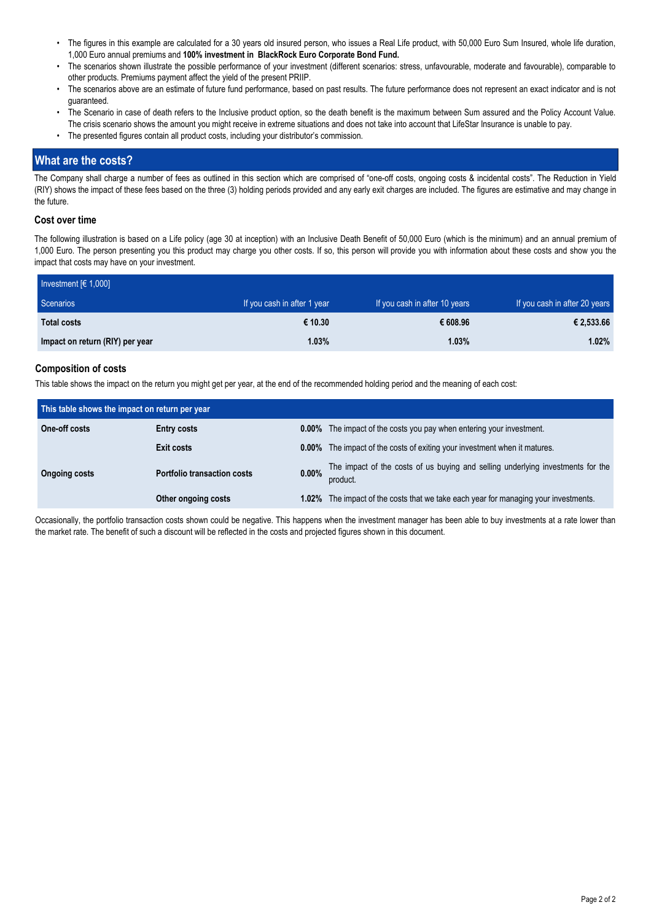- The figures in this example are calculated for a 30 years old insured person, who issues a Real Life product, with 50,000 Euro Sum Insured, whole life duration, 1,000 Euro annual premiums and **100% investment in BlackRock Euro Corporate Bond Fund.**
- The scenarios shown illustrate the possible performance of your investment (different scenarios: stress, unfavourable, moderate and favourable), comparable to other products. Premiums payment affect the yield of the present PRIIP.
- The scenarios above are an estimate of future fund performance, based on past results. The future performance does not represent an exact indicator and is not guaranteed.
- The Scenario in case of death refers to the Inclusive product option, so the death benefit is the maximum between Sum assured and the Policy Account Value. The crisis scenario shows the amount you might receive in extreme situations and does not take into account that LifeStar Insurance is unable to pay.
- The presented figures contain all product costs, including your distributor's commission.

## What are the costs?

The Company shall charge a number of fees as outlined in this section which are comprised of "one-off costs, ongoing costs & incidental costs". The Reduction in Yield (RIY) shows the impact of these fees based on the three (3) holding periods provided and any early exit charges are included. The figures are estimative and may change in the future.

### Cost over time

The following illustration is based on a Life policy (age 30 at inception) with an Inclusive Death Benefit of 50,000 Euro (which is the minimum) and an annual premium of 1,000 Euro. The person presenting you this product may charge you other costs. If so, this person will provide you with information about these costs and show you the impact that costs may have on your investment.

| Investment [€ 1,000] | | | |
|---|---|---|---|
| Scenarios | If you cash in after 1 year | If you cash in after 10 years | If you cash in after 20 years |
| **Total costs** | **€ 10.30** | **€ 608.96** | **€ 2,533.66** |
| **Impact on return (RIY) per year** | **1.03%** | **1.03%** | **1.02%** |

### Composition of costs

This table shows the impact on the return you might get per year, at the end of the recommended holding period and the meaning of each cost:

| This table shows the impact on return per year | | | |
|---|---|---|---|
| **One-off costs** | **Entry costs** | **0.00%** | The impact of the costs you pay when entering your investment. |
| | **Exit costs** | **0.00%** | The impact of the costs of exiting your investment when it matures. |
| **Ongoing costs** | **Portfolio transaction costs** | **0.00%** | The impact of the costs of us buying and selling underlying investments for the product. |
| | **Other ongoing costs** | **1.02%** | The impact of the costs that we take each year for managing your investments. |

Occasionally, the portfolio transaction costs shown could be negative. This happens when the investment manager has been able to buy investments at a rate lower than the market rate. The benefit of such a discount will be reflected in the costs and projected figures shown in this document.